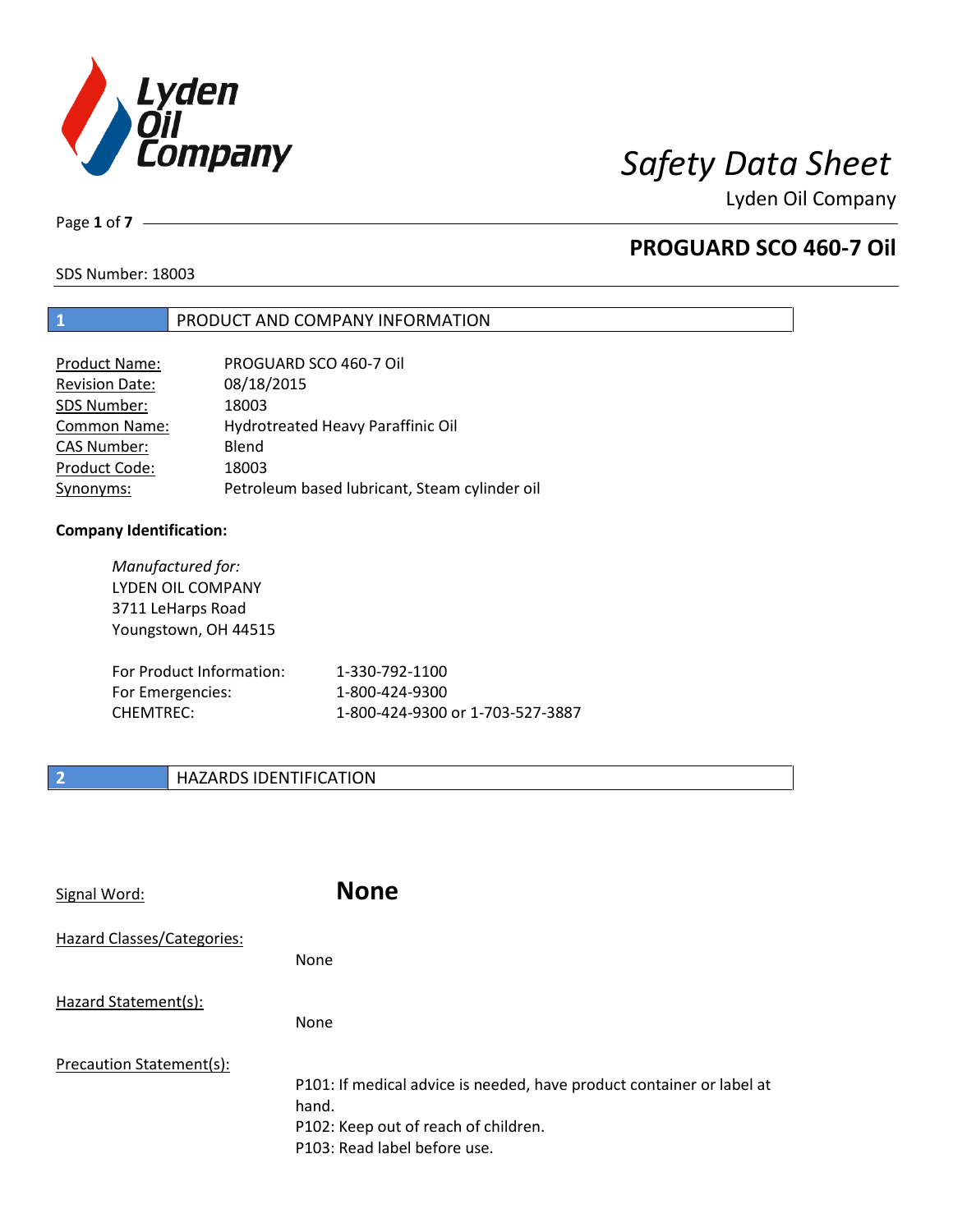# Safety Data Sheet

Lyden Oil Company

## PROGUARD SCO 460-7 Oil

SDS Number: 18003

## 1 PRODUCT AND COMPANY INFORMATION

| | |
|---|---|
| Product Name: | PROGUARD SCO 460-7 Oil |
| Revision Date: | 08/18/2015 |
| SDS Number: | 18003 |
| Common Name: | Hydrotreated Heavy Paraffinic Oil |
| CAS Number: | Blend |
| Product Code: | 18003 |
| Synonyms: | Petroleum based lubricant, Steam cylinder oil |

**Company Identification:**

*Manufactured for:*
LYDEN OIL COMPANY
3711 LeHarps Road
Youngstown, OH 44515

| | |
|---|---|
| For Product Information: | 1-330-792-1100 |
| For Emergencies: | 1-800-424-9300 |
| CHEMTREC: | 1-800-424-9300 or 1-703-527-3887 |

## 2 HAZARDS IDENTIFICATION

Signal Word: **None**

Hazard Classes/Categories:

None

Hazard Statement(s):

None

Precaution Statement(s):

P101: If medical advice is needed, have product container or label at hand.
P102: Keep out of reach of children.
P103: Read label before use.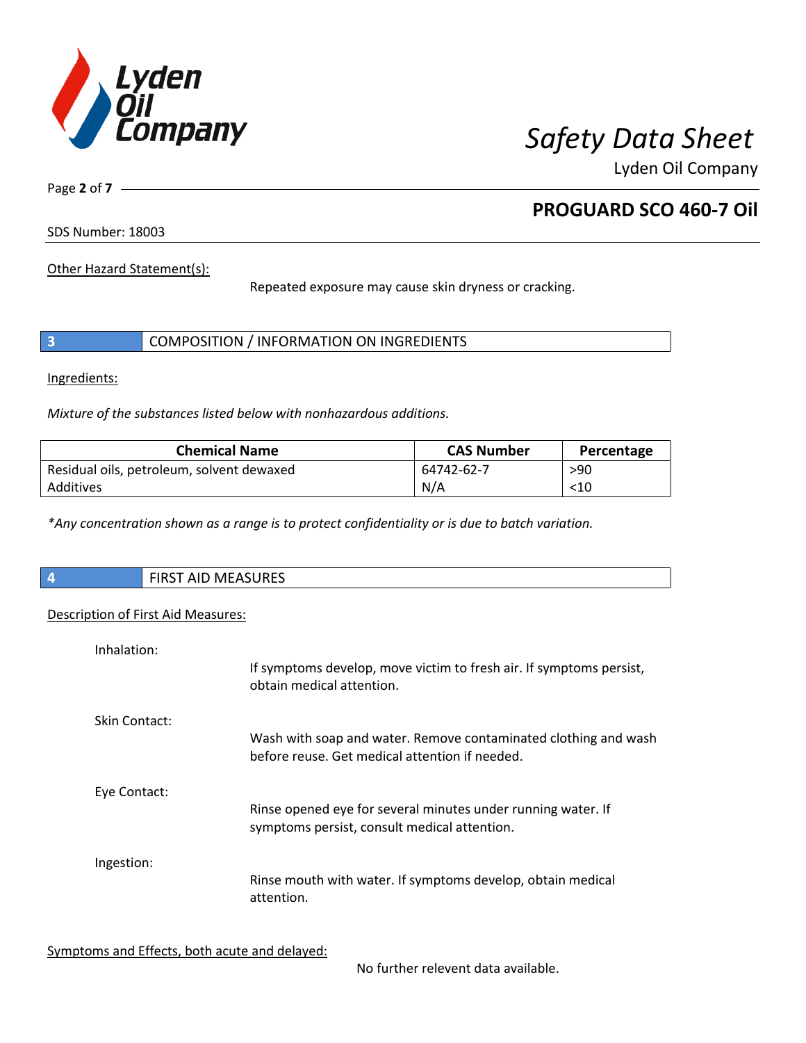Other Hazard Statement(s):

Repeated exposure may cause skin dryness or cracking.

## 3 COMPOSITION / INFORMATION ON INGREDIENTS

Ingredients:

*Mixture of the substances listed below with nonhazardous additions.*

| Chemical Name | CAS Number | Percentage |
|---|---|---|
| Residual oils, petroleum, solvent dewaxed | 64742-62-7 | >90 |
| Additives | N/A | <10 |

**Any concentration shown as a range is to protect confidentiality or is due to batch variation.*

## 4 FIRST AID MEASURES

Description of First Aid Measures:

Inhalation:
If symptoms develop, move victim to fresh air. If symptoms persist, obtain medical attention.

Skin Contact:
Wash with soap and water. Remove contaminated clothing and wash before reuse. Get medical attention if needed.

Eye Contact:
Rinse opened eye for several minutes under running water. If symptoms persist, consult medical attention.

Ingestion:
Rinse mouth with water. If symptoms develop, obtain medical attention.

Symptoms and Effects, both acute and delayed:

No further relevent data available.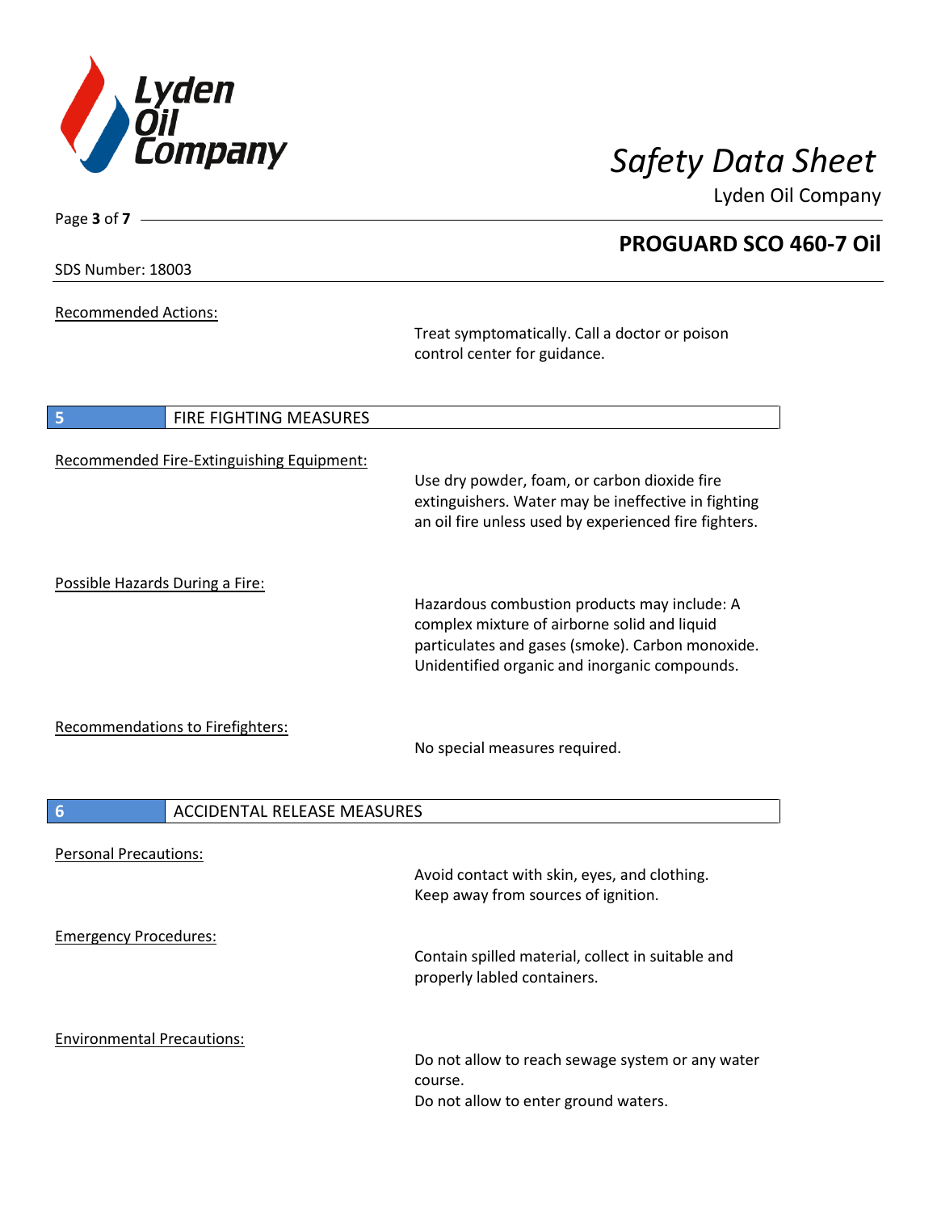Recommended Actions:

Treat symptomatically. Call a doctor or poison control center for guidance.

## 5 FIRE FIGHTING MEASURES

Recommended Fire-Extinguishing Equipment:

Use dry powder, foam, or carbon dioxide fire extinguishers. Water may be ineffective in fighting an oil fire unless used by experienced fire fighters.

Possible Hazards During a Fire:

Hazardous combustion products may include: A complex mixture of airborne solid and liquid particulates and gases (smoke). Carbon monoxide. Unidentified organic and inorganic compounds.

Recommendations to Firefighters:

No special measures required.

## 6 ACCIDENTAL RELEASE MEASURES

Personal Precautions:

Avoid contact with skin, eyes, and clothing.
Keep away from sources of ignition.

Emergency Procedures:

Contain spilled material, collect in suitable and properly labled containers.

Environmental Precautions:

Do not allow to reach sewage system or any water course.
Do not allow to enter ground waters.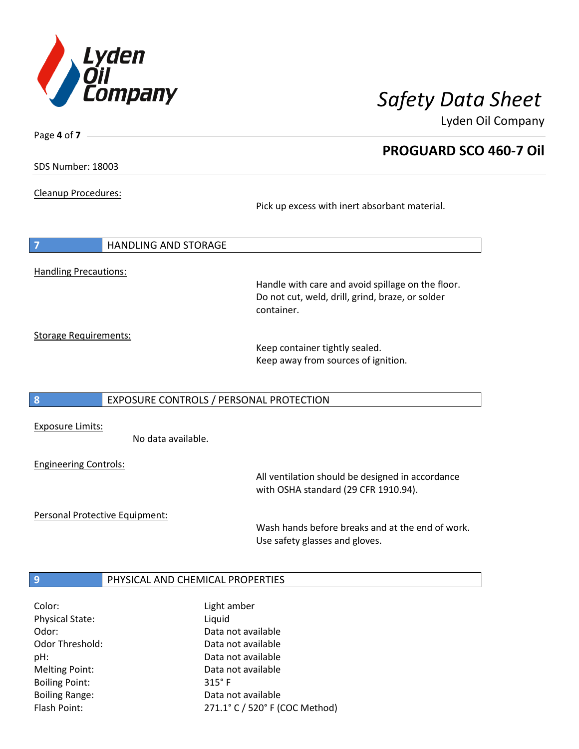Cleanup Procedures:

Pick up excess with inert absorbant material.

## 7 HANDLING AND STORAGE

Handling Precautions:

Handle with care and avoid spillage on the floor. Do not cut, weld, drill, grind, braze, or solder container.

Storage Requirements:

Keep container tightly sealed.
Keep away from sources of ignition.

## 8 EXPOSURE CONTROLS / PERSONAL PROTECTION

Exposure Limits:

No data available.

Engineering Controls:

All ventilation should be designed in accordance with OSHA standard (29 CFR 1910.94).

Personal Protective Equipment:

Wash hands before breaks and at the end of work.
Use safety glasses and gloves.

## 9 PHYSICAL AND CHEMICAL PROPERTIES

| | |
|---|---|
| Color: | Light amber |
| Physical State: | Liquid |
| Odor: | Data not available |
| Odor Threshold: | Data not available |
| pH: | Data not available |
| Melting Point: | Data not available |
| Boiling Point: | 315° F |
| Boiling Range: | Data not available |
| Flash Point: | 271.1° C / 520° F (COC Method) |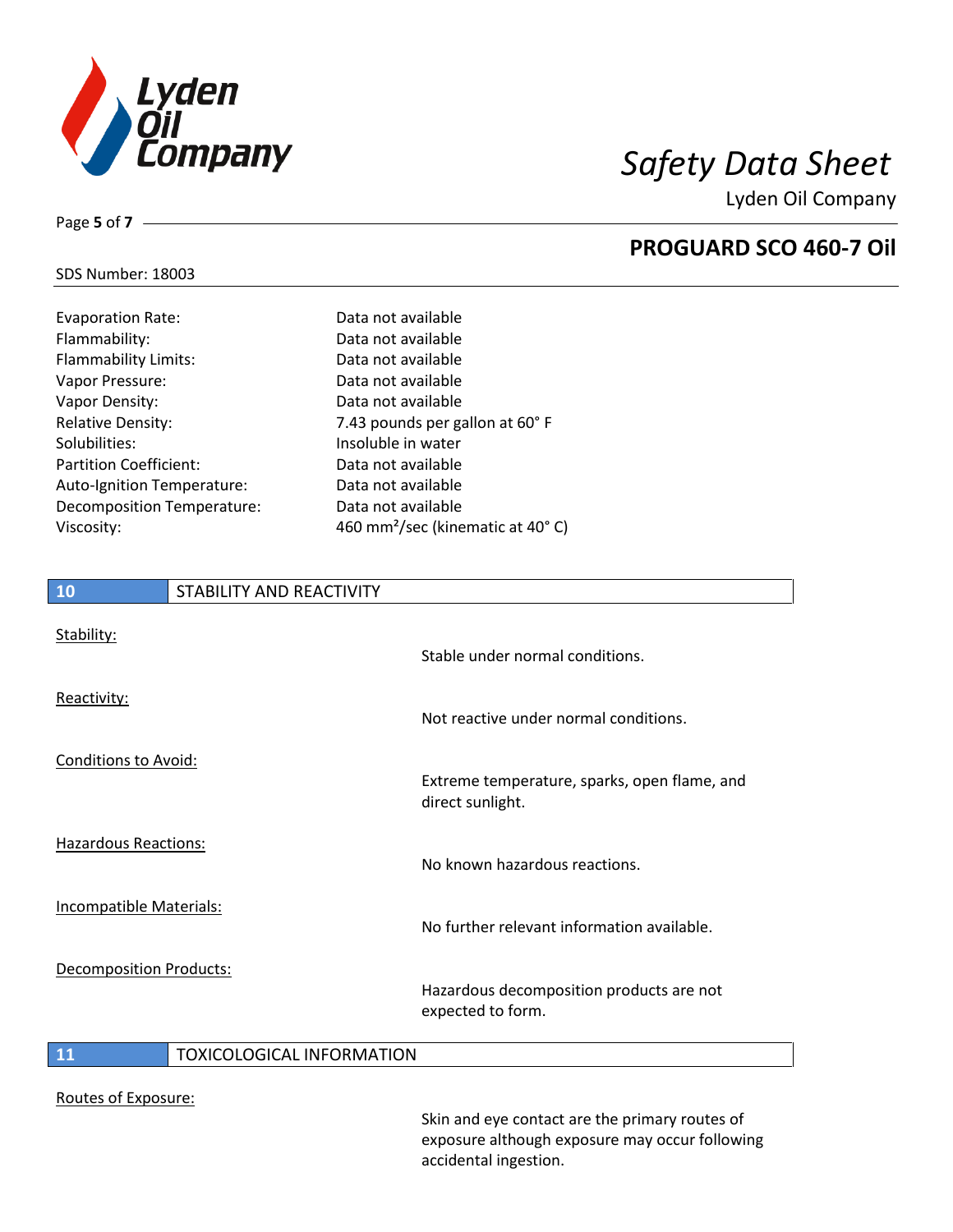SDS Number: 18003

| | |
|---|---|
| Evaporation Rate: | Data not available |
| Flammability: | Data not available |
| Flammability Limits: | Data not available |
| Vapor Pressure: | Data not available |
| Vapor Density: | Data not available |
| Relative Density: | 7.43 pounds per gallon at 60° F |
| Solubilities: | Insoluble in water |
| Partition Coefficient: | Data not available |
| Auto-Ignition Temperature: | Data not available |
| Decomposition Temperature: | Data not available |
| Viscosity: | 460 $mm^2$/sec (kinematic at 40° C) |

## 10 STABILITY AND REACTIVITY

Stability:

Stable under normal conditions.

Reactivity:

Not reactive under normal conditions.

Conditions to Avoid:

Extreme temperature, sparks, open flame, and direct sunlight.

Hazardous Reactions:

No known hazardous reactions.

Incompatible Materials:

No further relevant information available.

Decomposition Products:

Hazardous decomposition products are not expected to form.

## 11 TOXICOLOGICAL INFORMATION

Routes of Exposure:

Skin and eye contact are the primary routes of exposure although exposure may occur following accidental ingestion.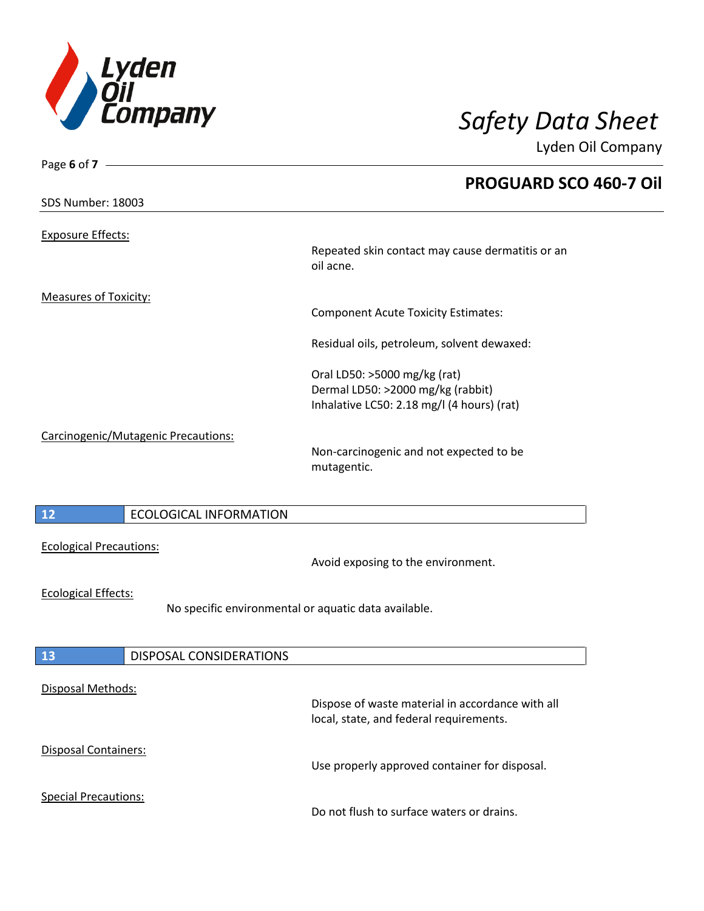Exposure Effects:

Repeated skin contact may cause dermatitis or an oil acne.

Measures of Toxicity:

Component Acute Toxicity Estimates:

Residual oils, petroleum, solvent dewaxed:

Oral LD50: >5000 mg/kg (rat)
Dermal LD50: >2000 mg/kg (rabbit)
Inhalative LC50: 2.18 mg/l (4 hours) (rat)

Carcinogenic/Mutagenic Precautions:

Non-carcinogenic and not expected to be mutagentic.

## 12 ECOLOGICAL INFORMATION

Ecological Precautions:

Avoid exposing to the environment.

Ecological Effects:

No specific environmental or aquatic data available.

## 13 DISPOSAL CONSIDERATIONS

Disposal Methods:

Dispose of waste material in accordance with all local, state, and federal requirements.

Disposal Containers:

Use properly approved container for disposal.

Special Precautions:

Do not flush to surface waters or drains.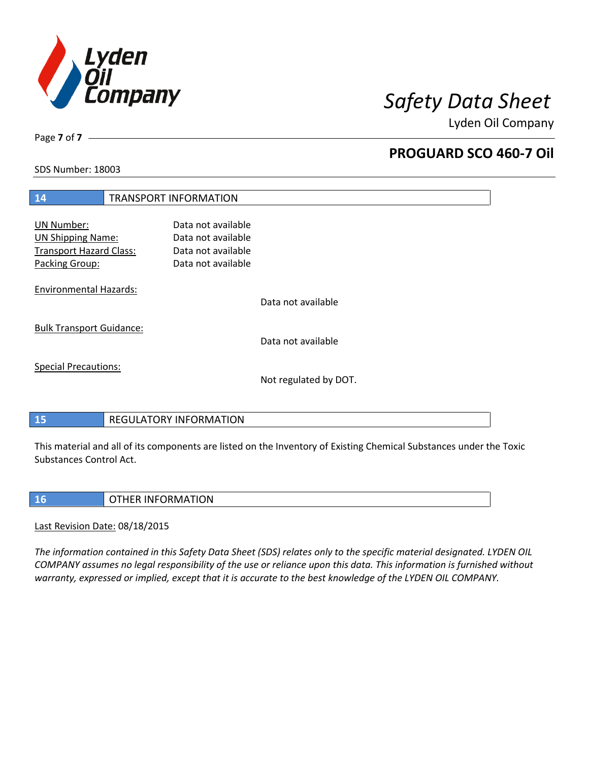## 14 TRANSPORT INFORMATION

| | |
|---|---|
| UN Number: | Data not available |
| UN Shipping Name: | Data not available |
| Transport Hazard Class: | Data not available |
| Packing Group: | Data not available |

Environmental Hazards:

Data not available

Bulk Transport Guidance:

Data not available

Special Precautions:

Not regulated by DOT.

## 15 REGULATORY INFORMATION

This material and all of its components are listed on the Inventory of Existing Chemical Substances under the Toxic Substances Control Act.

## 16 OTHER INFORMATION

Last Revision Date: 08/18/2015

*The information contained in this Safety Data Sheet (SDS) relates only to the specific material designated. LYDEN OIL COMPANY assumes no legal responsibility of the use or reliance upon this data. This information is furnished without warranty, expressed or implied, except that it is accurate to the best knowledge of the LYDEN OIL COMPANY.*